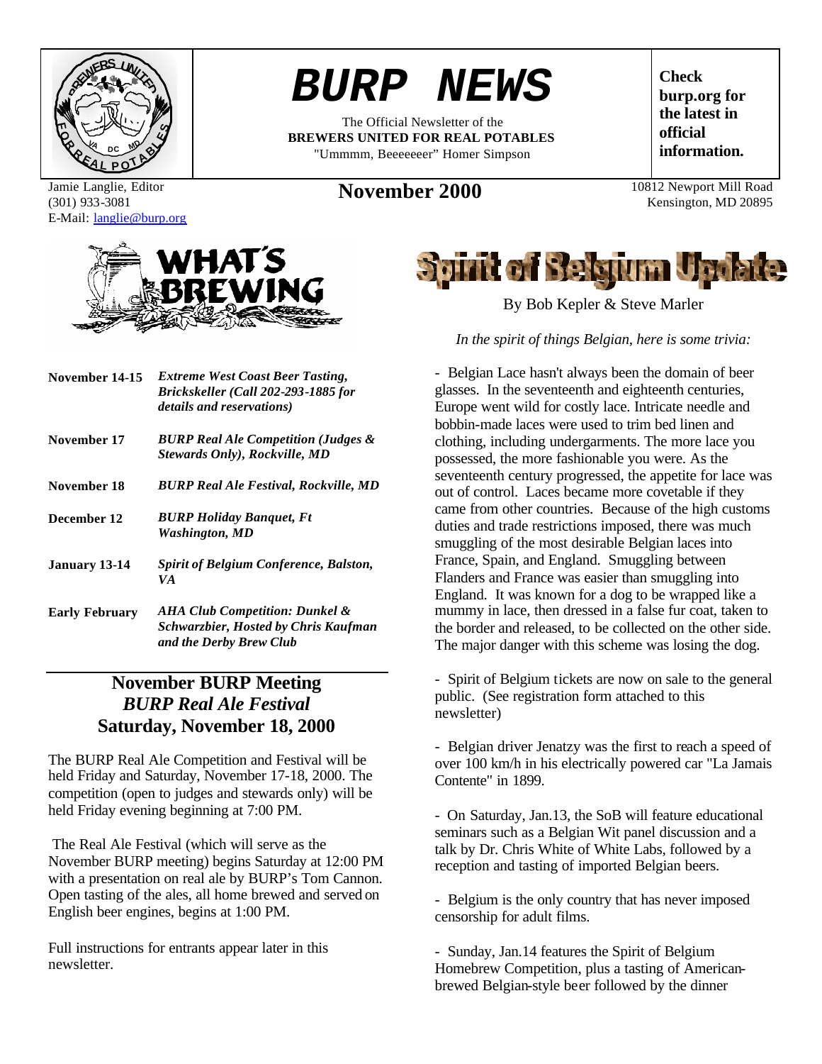# BURP NEWS

The Official Newsletter of the
**BREWERS UNITED FOR REAL POTABLES**
"Ummmm, Beeeeeeer" Homer Simpson

**Check burp.org for the latest in official information.**

Jamie Langlie, Editor
(301) 933-3081
E-Mail: langlie@burp.org

## November 2000

10812 Newport Mill Road
Kensington, MD 20895

## WHAT'S BREWING

| | |
|---|---|
| **November 14-15** | ***Extreme West Coast Beer Tasting, Brickskeller (Call 202-293-1885 for details and reservations)*** |
| **November 17** | ***BURP Real Ale Competition (Judges & Stewards Only), Rockville, MD*** |
| **November 18** | ***BURP Real Ale Festival, Rockville, MD*** |
| **December 12** | ***BURP Holiday Banquet, Ft Washington, MD*** |
| **January 13-14** | ***Spirit of Belgium Conference, Balston, VA*** |
| **Early February** | ***AHA Club Competition: Dunkel & Schwarzbier, Hosted by Chris Kaufman and the Derby Brew Club*** |

## November BURP Meeting
## *BURP Real Ale Festival*
## Saturday, November 18, 2000

The BURP Real Ale Competition and Festival will be held Friday and Saturday, November 17-18, 2000. The competition (open to judges and stewards only) will be held Friday evening beginning at 7:00 PM.

The Real Ale Festival (which will serve as the November BURP meeting) begins Saturday at 12:00 PM with a presentation on real ale by BURP's Tom Cannon. Open tasting of the ales, all home brewed and served on English beer engines, begins at 1:00 PM.

Full instructions for entrants appear later in this newsletter.

## Spirit of Belgium Update

By Bob Kepler & Steve Marler

*In the spirit of things Belgian, here is some trivia:*

- Belgian Lace hasn't always been the domain of beer glasses. In the seventeenth and eighteenth centuries, Europe went wild for costly lace. Intricate needle and bobbin-made laces were used to trim bed linen and clothing, including undergarments. The more lace you possessed, the more fashionable you were. As the seventeenth century progressed, the appetite for lace was out of control. Laces became more covetable if they came from other countries. Because of the high customs duties and trade restrictions imposed, there was much smuggling of the most desirable Belgian laces into France, Spain, and England. Smuggling between Flanders and France was easier than smuggling into England. It was known for a dog to be wrapped like a mummy in lace, then dressed in a false fur coat, taken to the border and released, to be collected on the other side. The major danger with this scheme was losing the dog.

- Spirit of Belgium tickets are now on sale to the general public. (See registration form attached to this newsletter)

- Belgian driver Jenatzy was the first to reach a speed of over 100 km/h in his electrically powered car "La Jamais Contente" in 1899.

- On Saturday, Jan.13, the SoB will feature educational seminars such as a Belgian Wit panel discussion and a talk by Dr. Chris White of White Labs, followed by a reception and tasting of imported Belgian beers.

- Belgium is the only country that has never imposed censorship for adult films.

- Sunday, Jan.14 features the Spirit of Belgium Homebrew Competition, plus a tasting of American-brewed Belgian-style beer followed by the dinner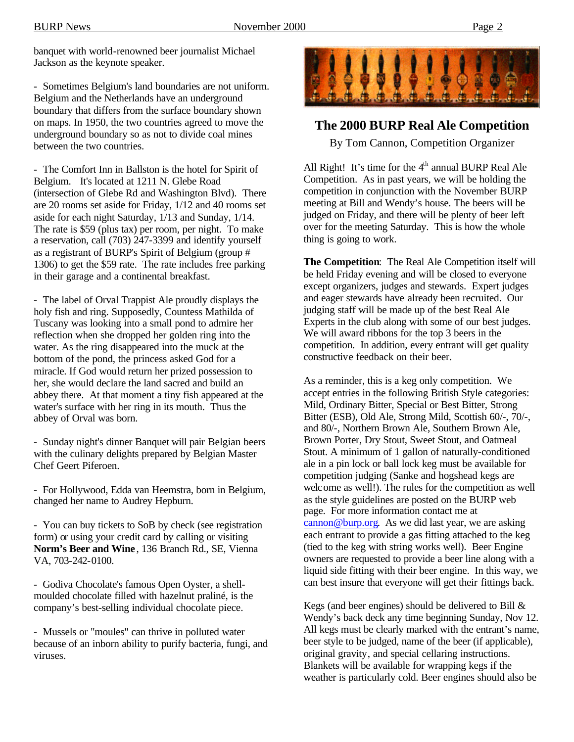banquet with world-renowned beer journalist Michael Jackson as the keynote speaker.

- Sometimes Belgium's land boundaries are not uniform. Belgium and the Netherlands have an underground boundary that differs from the surface boundary shown on maps. In 1950, the two countries agreed to move the underground boundary so as not to divide coal mines between the two countries.

- The Comfort Inn in Ballston is the hotel for Spirit of Belgium. It's located at 1211 N. Glebe Road (intersection of Glebe Rd and Washington Blvd). There are 20 rooms set aside for Friday, 1/12 and 40 rooms set aside for each night Saturday, 1/13 and Sunday, 1/14. The rate is $59 (plus tax) per room, per night. To make a reservation, call (703) 247-3399 and identify yourself as a registrant of BURP's Spirit of Belgium (group # 1306) to get the $59 rate. The rate includes free parking in their garage and a continental breakfast.

- The label of Orval Trappist Ale proudly displays the holy fish and ring. Supposedly, Countess Mathilda of Tuscany was looking into a small pond to admire her reflection when she dropped her golden ring into the water. As the ring disappeared into the muck at the bottom of the pond, the princess asked God for a miracle. If God would return her prized possession to her, she would declare the land sacred and build an abbey there. At that moment a tiny fish appeared at the water's surface with her ring in its mouth. Thus the abbey of Orval was born.

- Sunday night's dinner Banquet will pair Belgian beers with the culinary delights prepared by Belgian Master Chef Geert Piferoen.

- For Hollywood, Edda van Heemstra, born in Belgium, changed her name to Audrey Hepburn.

- You can buy tickets to SoB by check (see registration form) or using your credit card by calling or visiting **Norm's Beer and Wine**, 136 Branch Rd., SE, Vienna VA, 703-242-0100.

- Godiva Chocolate's famous Open Oyster, a shell-moulded chocolate filled with hazelnut praliné, is the company's best-selling individual chocolate piece.

- Mussels or "moules" can thrive in polluted water because of an inborn ability to purify bacteria, fungi, and viruses.

## The 2000 BURP Real Ale Competition

By Tom Cannon, Competition Organizer

All Right! It's time for the 4th annual BURP Real Ale Competition. As in past years, we will be holding the competition in conjunction with the November BURP meeting at Bill and Wendy's house. The beers will be judged on Friday, and there will be plenty of beer left over for the meeting Saturday. This is how the whole thing is going to work.

**The Competition**: The Real Ale Competition itself will be held Friday evening and will be closed to everyone except organizers, judges and stewards. Expert judges and eager stewards have already been recruited. Our judging staff will be made up of the best Real Ale Experts in the club along with some of our best judges. We will award ribbons for the top 3 beers in the competition. In addition, every entrant will get quality constructive feedback on their beer.

As a reminder, this is a keg only competition. We accept entries in the following British Style categories: Mild, Ordinary Bitter, Special or Best Bitter, Strong Bitter (ESB), Old Ale, Strong Mild, Scottish 60/-, 70/-, and 80/-, Northern Brown Ale, Southern Brown Ale, Brown Porter, Dry Stout, Sweet Stout, and Oatmeal Stout. A minimum of 1 gallon of naturally-conditioned ale in a pin lock or ball lock keg must be available for competition judging (Sanke and hogshead kegs are welcome as well!). The rules for the competition as well as the style guidelines are posted on the BURP web page. For more information contact me at cannon@burp.org. As we did last year, we are asking each entrant to provide a gas fitting attached to the keg (tied to the keg with string works well). Beer Engine owners are requested to provide a beer line along with a liquid side fitting with their beer engine. In this way, we can best insure that everyone will get their fittings back.

Kegs (and beer engines) should be delivered to Bill & Wendy's back deck any time beginning Sunday, Nov 12. All kegs must be clearly marked with the entrant's name, beer style to be judged, name of the beer (if applicable), original gravity, and special cellaring instructions. Blankets will be available for wrapping kegs if the weather is particularly cold. Beer engines should also be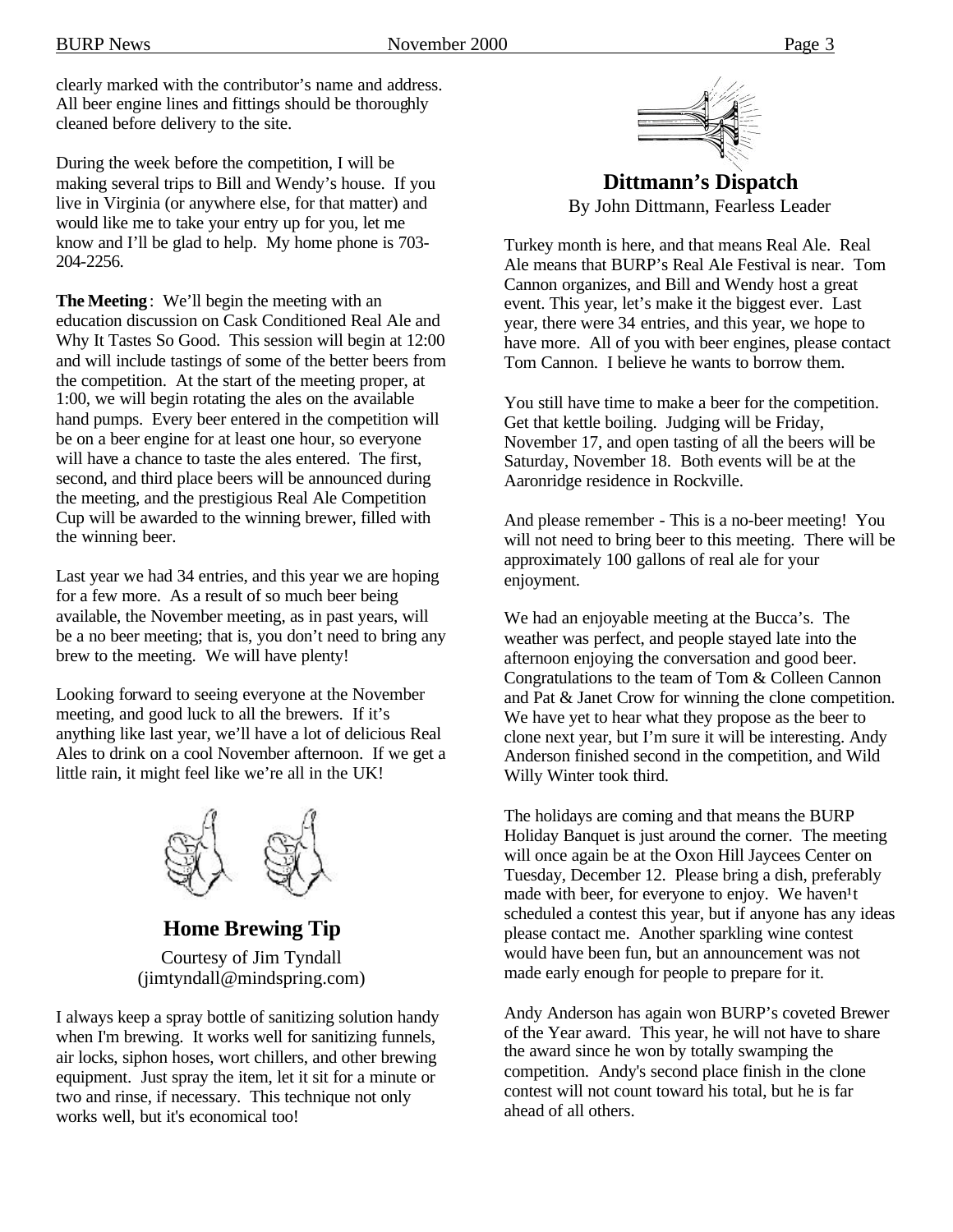clearly marked with the contributor's name and address. All beer engine lines and fittings should be thoroughly cleaned before delivery to the site.

During the week before the competition, I will be making several trips to Bill and Wendy's house. If you live in Virginia (or anywhere else, for that matter) and would like me to take your entry up for you, let me know and I'll be glad to help. My home phone is 703-204-2256.

**The Meeting**: We'll begin the meeting with an education discussion on Cask Conditioned Real Ale and Why It Tastes So Good. This session will begin at 12:00 and will include tastings of some of the better beers from the competition. At the start of the meeting proper, at 1:00, we will begin rotating the ales on the available hand pumps. Every beer entered in the competition will be on a beer engine for at least one hour, so everyone will have a chance to taste the ales entered. The first, second, and third place beers will be announced during the meeting, and the prestigious Real Ale Competition Cup will be awarded to the winning brewer, filled with the winning beer.

Last year we had 34 entries, and this year we are hoping for a few more. As a result of so much beer being available, the November meeting, as in past years, will be a no beer meeting; that is, you don't need to bring any brew to the meeting. We will have plenty!

Looking forward to seeing everyone at the November meeting, and good luck to all the brewers. If it's anything like last year, we'll have a lot of delicious Real Ales to drink on a cool November afternoon. If we get a little rain, it might feel like we're all in the UK!

## Home Brewing Tip

Courtesy of Jim Tyndall
(jimtyndall@mindspring.com)

I always keep a spray bottle of sanitizing solution handy when I'm brewing. It works well for sanitizing funnels, air locks, siphon hoses, wort chillers, and other brewing equipment. Just spray the item, let it sit for a minute or two and rinse, if necessary. This technique not only works well, but it's economical too!

## Dittmann's Dispatch

By John Dittmann, Fearless Leader

Turkey month is here, and that means Real Ale. Real Ale means that BURP's Real Ale Festival is near. Tom Cannon organizes, and Bill and Wendy host a great event. This year, let's make it the biggest ever. Last year, there were 34 entries, and this year, we hope to have more. All of you with beer engines, please contact Tom Cannon. I believe he wants to borrow them.

You still have time to make a beer for the competition. Get that kettle boiling. Judging will be Friday, November 17, and open tasting of all the beers will be Saturday, November 18. Both events will be at the Aaronridge residence in Rockville.

And please remember - This is a no-beer meeting! You will not need to bring beer to this meeting. There will be approximately 100 gallons of real ale for your enjoyment.

We had an enjoyable meeting at the Bucca's. The weather was perfect, and people stayed late into the afternoon enjoying the conversation and good beer. Congratulations to the team of Tom & Colleen Cannon and Pat & Janet Crow for winning the clone competition. We have yet to hear what they propose as the beer to clone next year, but I'm sure it will be interesting. Andy Anderson finished second in the competition, and Wild Willy Winter took third.

The holidays are coming and that means the BURP Holiday Banquet is just around the corner. The meeting will once again be at the Oxon Hill Jaycees Center on Tuesday, December 12. Please bring a dish, preferably made with beer, for everyone to enjoy. We haven¹t scheduled a contest this year, but if anyone has any ideas please contact me. Another sparkling wine contest would have been fun, but an announcement was not made early enough for people to prepare for it.

Andy Anderson has again won BURP's coveted Brewer of the Year award. This year, he will not have to share the award since he won by totally swamping the competition. Andy's second place finish in the clone contest will not count toward his total, but he is far ahead of all others.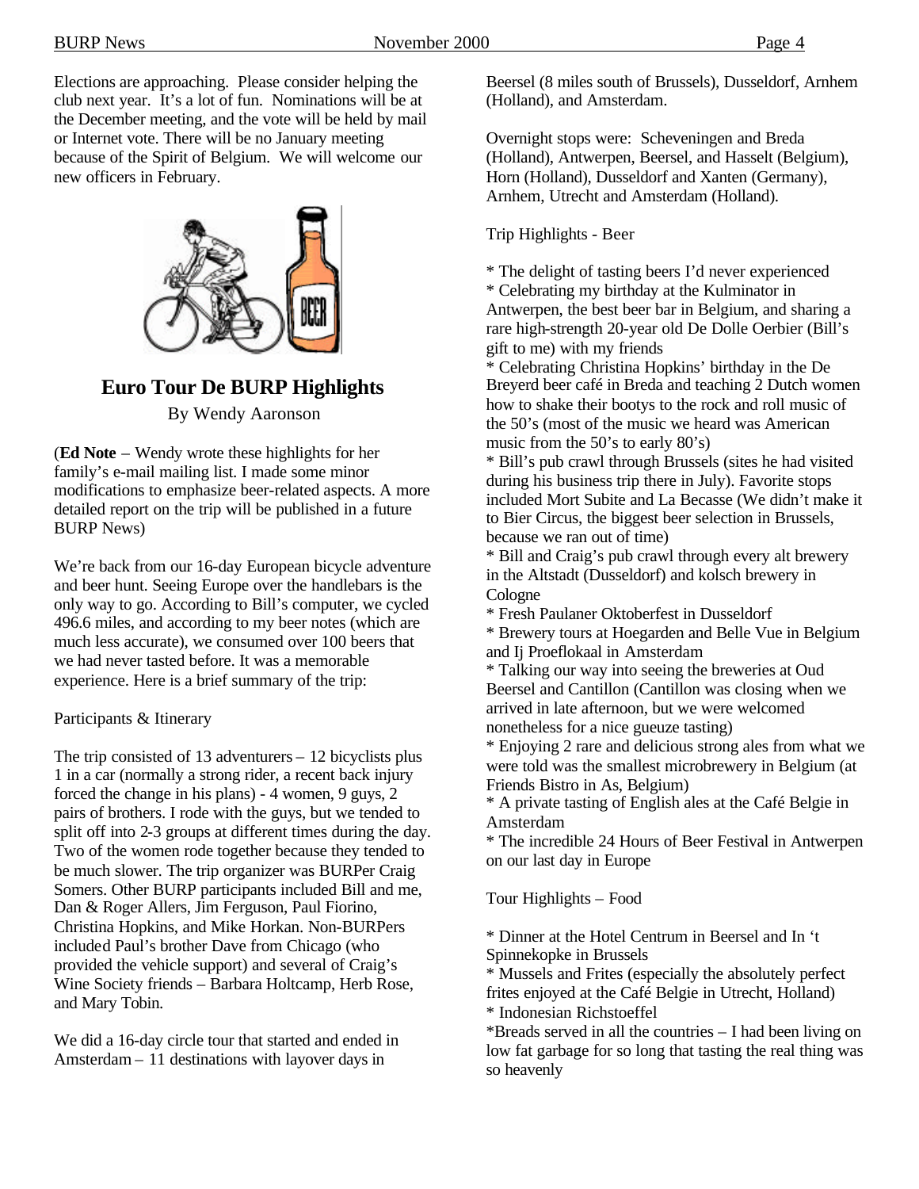Elections are approaching. Please consider helping the club next year. It's a lot of fun. Nominations will be at the December meeting, and the vote will be held by mail or Internet vote. There will be no January meeting because of the Spirit of Belgium. We will welcome our new officers in February.

## Euro Tour De BURP Highlights

By Wendy Aaronson

(**Ed Note** – Wendy wrote these highlights for her family's e-mail mailing list. I made some minor modifications to emphasize beer-related aspects. A more detailed report on the trip will be published in a future BURP News)

We're back from our 16-day European bicycle adventure and beer hunt. Seeing Europe over the handlebars is the only way to go. According to Bill's computer, we cycled 496.6 miles, and according to my beer notes (which are much less accurate), we consumed over 100 beers that we had never tasted before. It was a memorable experience. Here is a brief summary of the trip:

Participants & Itinerary

The trip consisted of 13 adventurers – 12 bicyclists plus 1 in a car (normally a strong rider, a recent back injury forced the change in his plans) - 4 women, 9 guys, 2 pairs of brothers. I rode with the guys, but we tended to split off into 2-3 groups at different times during the day. Two of the women rode together because they tended to be much slower. The trip organizer was BURPer Craig Somers. Other BURP participants included Bill and me, Dan & Roger Allers, Jim Ferguson, Paul Fiorino, Christina Hopkins, and Mike Horkan. Non-BURPers included Paul's brother Dave from Chicago (who provided the vehicle support) and several of Craig's Wine Society friends – Barbara Holtcamp, Herb Rose, and Mary Tobin.

We did a 16-day circle tour that started and ended in Amsterdam – 11 destinations with layover days in Beersel (8 miles south of Brussels), Dusseldorf, Arnhem (Holland), and Amsterdam.

Overnight stops were: Scheveningen and Breda (Holland), Antwerpen, Beersel, and Hasselt (Belgium), Horn (Holland), Dusseldorf and Xanten (Germany), Arnhem, Utrecht and Amsterdam (Holland).

Trip Highlights - Beer

* The delight of tasting beers I'd never experienced
* Celebrating my birthday at the Kulminator in Antwerpen, the best beer bar in Belgium, and sharing a rare high-strength 20-year old De Dolle Oerbier (Bill's gift to me) with my friends
* Celebrating Christina Hopkins' birthday in the De Breyerd beer café in Breda and teaching 2 Dutch women how to shake their bootys to the rock and roll music of the 50's (most of the music we heard was American music from the 50's to early 80's)
* Bill's pub crawl through Brussels (sites he had visited during his business trip there in July). Favorite stops included Mort Subite and La Becasse (We didn't make it to Bier Circus, the biggest beer selection in Brussels, because we ran out of time)
* Bill and Craig's pub crawl through every alt brewery in the Altstadt (Dusseldorf) and kolsch brewery in Cologne
* Fresh Paulaner Oktoberfest in Dusseldorf
* Brewery tours at Hoegarden and Belle Vue in Belgium and Ij Proeflokaal in Amsterdam
* Talking our way into seeing the breweries at Oud Beersel and Cantillon (Cantillon was closing when we arrived in late afternoon, but we were welcomed nonetheless for a nice gueuze tasting)
* Enjoying 2 rare and delicious strong ales from what we were told was the smallest microbrewery in Belgium (at Friends Bistro in As, Belgium)
* A private tasting of English ales at the Café Belgie in Amsterdam
* The incredible 24 Hours of Beer Festival in Antwerpen on our last day in Europe

Tour Highlights – Food

* Dinner at the Hotel Centrum in Beersel and In 't Spinnekopke in Brussels
* Mussels and Frites (especially the absolutely perfect frites enjoyed at the Café Belgie in Utrecht, Holland)
* Indonesian Richstoeffel
*Breads served in all the countries – I had been living on low fat garbage for so long that tasting the real thing was so heavenly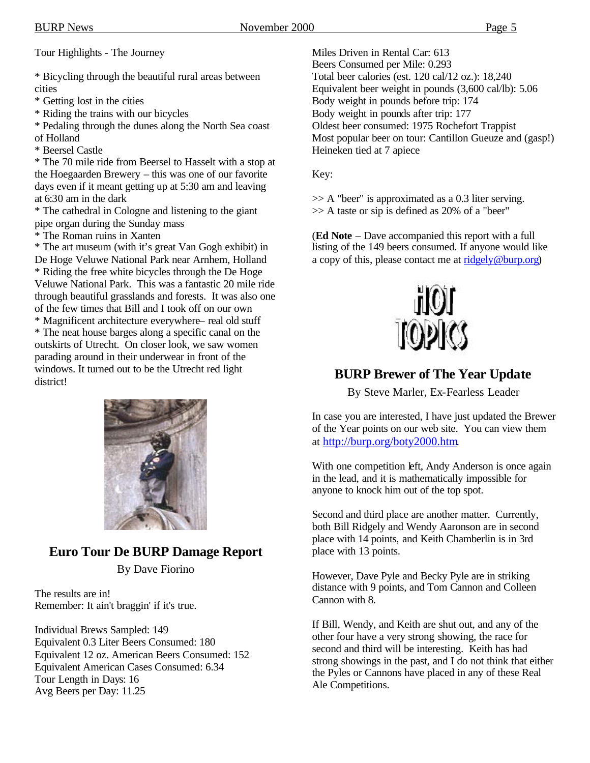Tour Highlights - The Journey

* Bicycling through the beautiful rural areas between cities
* Getting lost in the cities
* Riding the trains with our bicycles
* Pedaling through the dunes along the North Sea coast of Holland
* Beersel Castle
* The 70 mile ride from Beersel to Hasselt with a stop at the Hoegaarden Brewery – this was one of our favorite days even if it meant getting up at 5:30 am and leaving at 6:30 am in the dark
* The cathedral in Cologne and listening to the giant pipe organ during the Sunday mass
* The Roman ruins in Xanten
* The art museum (with it's great Van Gogh exhibit) in De Hoge Veluwe National Park near Arnhem, Holland
* Riding the free white bicycles through the De Hoge Veluwe National Park. This was a fantastic 20 mile ride through beautiful grasslands and forests. It was also one of the few times that Bill and I took off on our own
* Magnificent architecture everywhere– real old stuff
* The neat house barges along a specific canal on the outskirts of Utrecht. On closer look, we saw women parading around in their underwear in front of the windows. It turned out to be the Utrecht red light district!

## Euro Tour De BURP Damage Report

By Dave Fiorino

The results are in!
Remember: It ain't braggin' if it's true.

Individual Brews Sampled: 149
Equivalent 0.3 Liter Beers Consumed: 180
Equivalent 12 oz. American Beers Consumed: 152
Equivalent American Cases Consumed: 6.34
Tour Length in Days: 16
Avg Beers per Day: 11.25
Miles Driven in Rental Car: 613
Beers Consumed per Mile: 0.293
Total beer calories (est. 120 cal/12 oz.): 18,240
Equivalent beer weight in pounds (3,600 cal/lb): 5.06
Body weight in pounds before trip: 174
Body weight in pounds after trip: 177
Oldest beer consumed: 1975 Rochefort Trappist
Most popular beer on tour: Cantillon Gueuze and (gasp!) Heineken tied at 7 apiece

Key:

>> A "beer" is approximated as a 0.3 liter serving.
>> A taste or sip is defined as 20% of a "beer"

(**Ed Note** – Dave accompanied this report with a full listing of the 149 beers consumed. If anyone would like a copy of this, please contact me at ridgely@burp.org)

HOT TOPICS

## BURP Brewer of The Year Update

By Steve Marler, Ex-Fearless Leader

In case you are interested, I have just updated the Brewer of the Year points on our web site. You can view them at http://burp.org/boty2000.htm.

With one competition left, Andy Anderson is once again in the lead, and it is mathematically impossible for anyone to knock him out of the top spot.

Second and third place are another matter. Currently, both Bill Ridgely and Wendy Aaronson are in second place with 14 points, and Keith Chamberlin is in 3rd place with 13 points.

However, Dave Pyle and Becky Pyle are in striking distance with 9 points, and Tom Cannon and Colleen Cannon with 8.

If Bill, Wendy, and Keith are shut out, and any of the other four have a very strong showing, the race for second and third will be interesting. Keith has had strong showings in the past, and I do not think that either the Pyles or Cannons have placed in any of these Real Ale Competitions.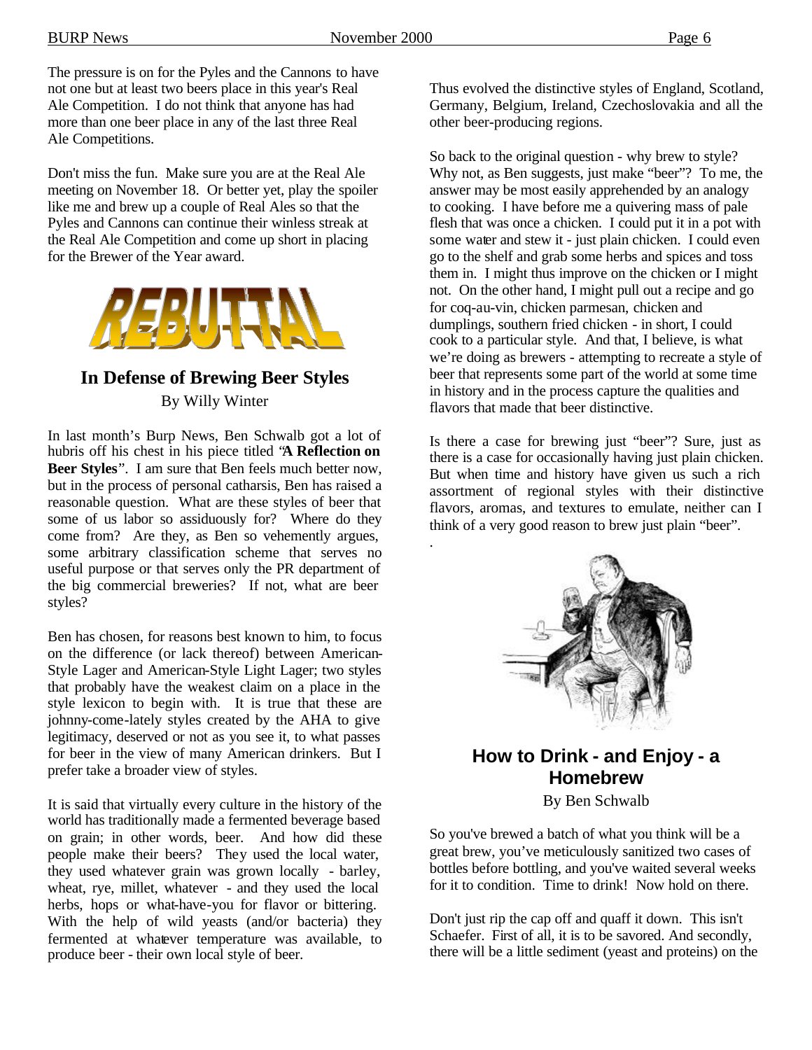The pressure is on for the Pyles and the Cannons to have not one but at least two beers place in this year's Real Ale Competition. I do not think that anyone has had more than one beer place in any of the last three Real Ale Competitions.

Don't miss the fun. Make sure you are at the Real Ale meeting on November 18. Or better yet, play the spoiler like me and brew up a couple of Real Ales so that the Pyles and Cannons can continue their winless streak at the Real Ale Competition and come up short in placing for the Brewer of the Year award.

# REBUTTAL

## In Defense of Brewing Beer Styles

By Willy Winter

In last month's Burp News, Ben Schwalb got a lot of hubris off his chest in his piece titled "**A Reflection on Beer Styles**". I am sure that Ben feels much better now, but in the process of personal catharsis, Ben has raised a reasonable question. What are these styles of beer that some of us labor so assiduously for? Where do they come from? Are they, as Ben so vehemently argues, some arbitrary classification scheme that serves no useful purpose or that serves only the PR department of the big commercial breweries? If not, what are beer styles?

Ben has chosen, for reasons best known to him, to focus on the difference (or lack thereof) between American-Style Lager and American-Style Light Lager; two styles that probably have the weakest claim on a place in the style lexicon to begin with. It is true that these are johnny-come-lately styles created by the AHA to give legitimacy, deserved or not as you see it, to what passes for beer in the view of many American drinkers. But I prefer take a broader view of styles.

It is said that virtually every culture in the history of the world has traditionally made a fermented beverage based on grain; in other words, beer. And how did these people make their beers? They used the local water, they used whatever grain was grown locally - barley, wheat, rye, millet, whatever - and they used the local herbs, hops or what-have-you for flavor or bittering. With the help of wild yeasts (and/or bacteria) they fermented at whatever temperature was available, to produce beer - their own local style of beer.

Thus evolved the distinctive styles of England, Scotland, Germany, Belgium, Ireland, Czechoslovakia and all the other beer-producing regions.

So back to the original question - why brew to style? Why not, as Ben suggests, just make "beer"? To me, the answer may be most easily apprehended by an analogy to cooking. I have before me a quivering mass of pale flesh that was once a chicken. I could put it in a pot with some water and stew it - just plain chicken. I could even go to the shelf and grab some herbs and spices and toss them in. I might thus improve on the chicken or I might not. On the other hand, I might pull out a recipe and go for coq-au-vin, chicken parmesan, chicken and dumplings, southern fried chicken - in short, I could cook to a particular style. And that, I believe, is what we're doing as brewers - attempting to recreate a style of beer that represents some part of the world at some time in history and in the process capture the qualities and flavors that made that beer distinctive.

Is there a case for brewing just "beer"? Sure, just as there is a case for occasionally having just plain chicken. But when time and history have given us such a rich assortment of regional styles with their distinctive flavors, aromas, and textures to emulate, neither can I think of a very good reason to brew just plain "beer".

## How to Drink - and Enjoy - a Homebrew

By Ben Schwalb

So you've brewed a batch of what you think will be a great brew, you've meticulously sanitized two cases of bottles before bottling, and you've waited several weeks for it to condition. Time to drink! Now hold on there.

Don't just rip the cap off and quaff it down. This isn't Schaefer. First of all, it is to be savored. And secondly, there will be a little sediment (yeast and proteins) on the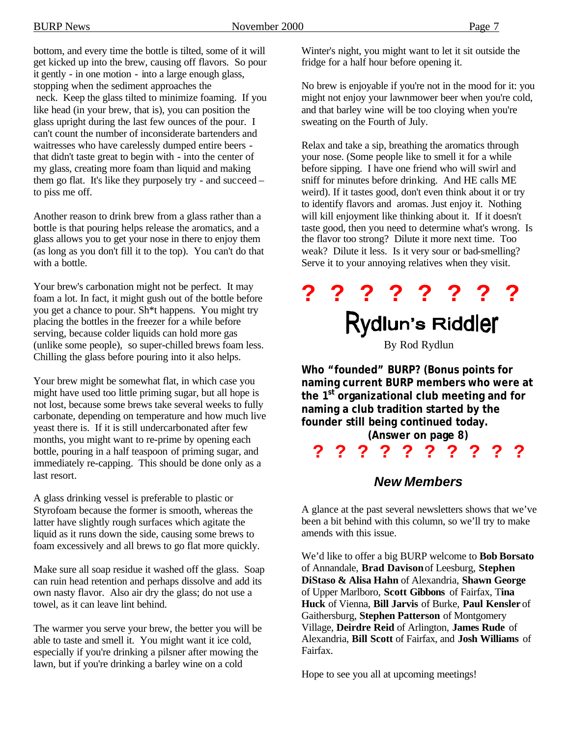bottom, and every time the bottle is tilted, some of it will get kicked up into the brew, causing off flavors. So pour it gently - in one motion - into a large enough glass, stopping when the sediment approaches the neck. Keep the glass tilted to minimize foaming. If you like head (in your brew, that is), you can position the glass upright during the last few ounces of the pour. I can't count the number of inconsiderate bartenders and waitresses who have carelessly dumped entire beers - that didn't taste great to begin with - into the center of my glass, creating more foam than liquid and making them go flat. It's like they purposely try - and succeed – to piss me off.

Another reason to drink brew from a glass rather than a bottle is that pouring helps release the aromatics, and a glass allows you to get your nose in there to enjoy them (as long as you don't fill it to the top). You can't do that with a bottle.

Your brew's carbonation might not be perfect. It may foam a lot. In fact, it might gush out of the bottle before you get a chance to pour. Sh*t happens. You might try placing the bottles in the freezer for a while before serving, because colder liquids can hold more gas (unlike some people), so super-chilled brews foam less. Chilling the glass before pouring into it also helps.

Your brew might be somewhat flat, in which case you might have used too little priming sugar, but all hope is not lost, because some brews take several weeks to fully carbonate, depending on temperature and how much live yeast there is. If it is still undercarbonated after few months, you might want to re-prime by opening each bottle, pouring in a half teaspoon of priming sugar, and immediately re-capping. This should be done only as a last resort.

A glass drinking vessel is preferable to plastic or Styrofoam because the former is smooth, whereas the latter have slightly rough surfaces which agitate the liquid as it runs down the side, causing some brews to foam excessively and all brews to go flat more quickly.

Make sure all soap residue it washed off the glass. Soap can ruin head retention and perhaps dissolve and add its own nasty flavor. Also air dry the glass; do not use a towel, as it can leave lint behind.

The warmer you serve your brew, the better you will be able to taste and smell it. You might want it ice cold, especially if you're drinking a pilsner after mowing the lawn, but if you're drinking a barley wine on a cold Winter's night, you might want to let it sit outside the fridge for a half hour before opening it.

No brew is enjoyable if you're not in the mood for it: you might not enjoy your lawnmower beer when you're cold, and that barley wine will be too cloying when you're sweating on the Fourth of July.

Relax and take a sip, breathing the aromatics through your nose. (Some people like to smell it for a while before sipping. I have one friend who will swirl and sniff for minutes before drinking. And HE calls ME weird). If it tastes good, don't even think about it or try to identify flavors and aromas. Just enjoy it. Nothing will kill enjoyment like thinking about it. If it doesn't taste good, then you need to determine what's wrong. Is the flavor too strong? Dilute it more next time. Too weak? Dilute it less. Is it very sour or bad-smelling? Serve it to your annoying relatives when they visit.

**? ? ? ? ? ? ? ?**

## Rydlun's Riddler

By Rod Rydlun

**Who "founded" BURP? (Bonus points for naming current BURP members who were at the 1st organizational club meeting and for naming a club tradition started by the founder still being continued today. (Answer on page 8)**

**? ? ? ? ? ? ? ? ? ?**

## *New Members*

A glance at the past several newsletters shows that we've been a bit behind with this column, so we'll try to make amends with this issue.

We'd like to offer a big BURP welcome to **Bob Borsato** of Annandale, **Brad Davison** of Leesburg, **Stephen DiStaso & Alisa Hahn** of Alexandria, **Shawn George** of Upper Marlboro, **Scott Gibbons** of Fairfax, **Tina Huck** of Vienna, **Bill Jarvis** of Burke, **Paul Kensler** of Gaithersburg, **Stephen Patterson** of Montgomery Village, **Deirdre Reid** of Arlington, **James Rude** of Alexandria, **Bill Scott** of Fairfax, and **Josh Williams** of Fairfax.

Hope to see you all at upcoming meetings!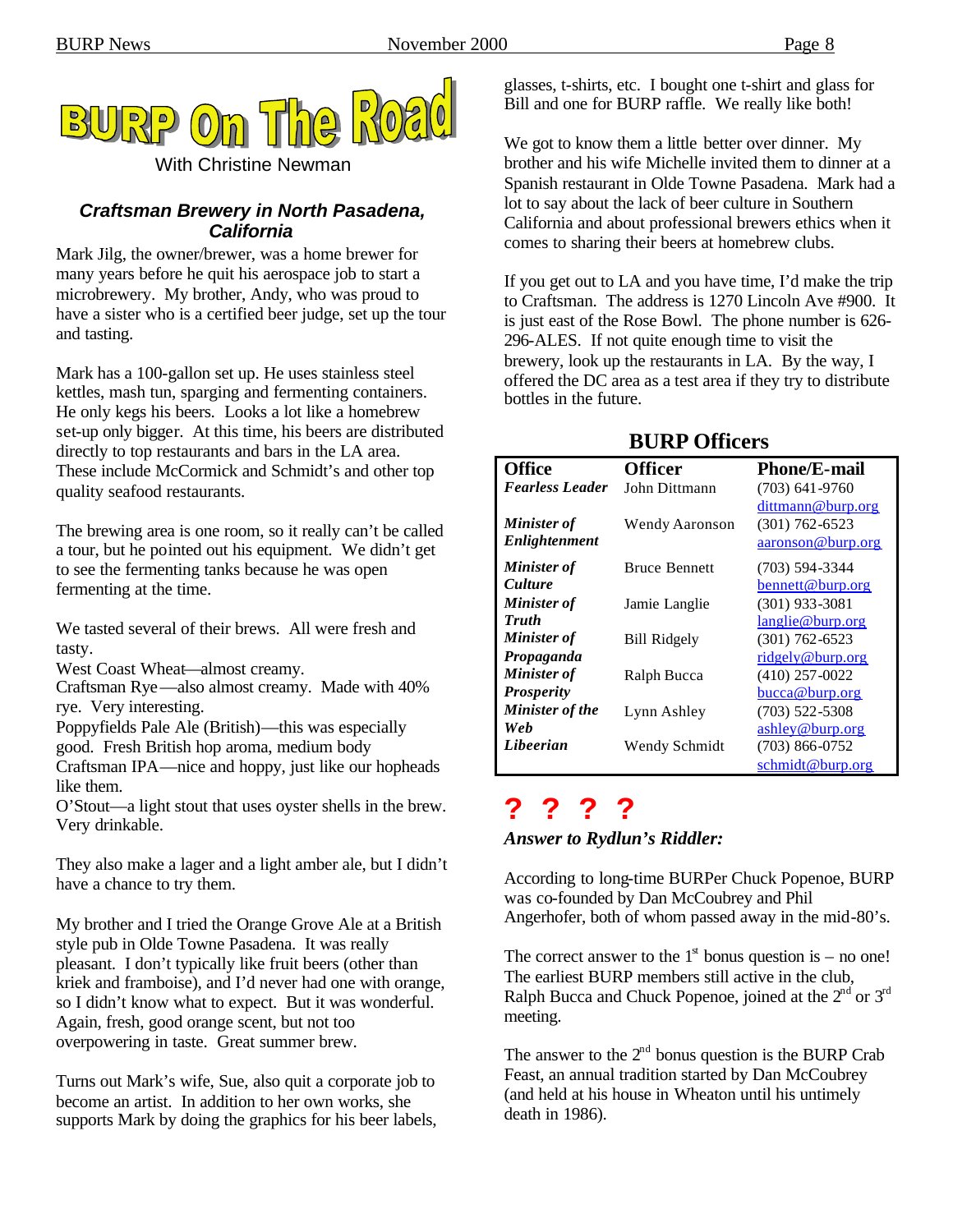# BURP On The Road

With Christine Newman

### *Craftsman Brewery in North Pasadena, California*

Mark Jilg, the owner/brewer, was a home brewer for many years before he quit his aerospace job to start a microbrewery. My brother, Andy, who was proud to have a sister who is a certified beer judge, set up the tour and tasting.

Mark has a 100-gallon set up. He uses stainless steel kettles, mash tun, sparging and fermenting containers. He only kegs his beers. Looks a lot like a homebrew set-up only bigger. At this time, his beers are distributed directly to top restaurants and bars in the LA area. These include McCormick and Schmidt's and other top quality seafood restaurants.

The brewing area is one room, so it really can't be called a tour, but he pointed out his equipment. We didn't get to see the fermenting tanks because he was open fermenting at the time.

We tasted several of their brews. All were fresh and tasty.
West Coast Wheat—almost creamy.
Craftsman Rye—also almost creamy. Made with 40% rye. Very interesting.
Poppyfields Pale Ale (British)—this was especially good. Fresh British hop aroma, medium body
Craftsman IPA—nice and hoppy, just like our hopheads like them.
O'Stout—a light stout that uses oyster shells in the brew. Very drinkable.

They also make a lager and a light amber ale, but I didn't have a chance to try them.

My brother and I tried the Orange Grove Ale at a British style pub in Olde Towne Pasadena. It was really pleasant. I don't typically like fruit beers (other than kriek and framboise), and I'd never had one with orange, so I didn't know what to expect. But it was wonderful. Again, fresh, good orange scent, but not too overpowering in taste. Great summer brew.

Turns out Mark's wife, Sue, also quit a corporate job to become an artist. In addition to her own works, she supports Mark by doing the graphics for his beer labels, glasses, t-shirts, etc. I bought one t-shirt and glass for Bill and one for BURP raffle. We really like both!

We got to know them a little better over dinner. My brother and his wife Michelle invited them to dinner at a Spanish restaurant in Olde Towne Pasadena. Mark had a lot to say about the lack of beer culture in Southern California and about professional brewers ethics when it comes to sharing their beers at homebrew clubs.

If you get out to LA and you have time, I'd make the trip to Craftsman. The address is 1270 Lincoln Ave #900. It is just east of the Rose Bowl. The phone number is 626-296-ALES. If not quite enough time to visit the brewery, look up the restaurants in LA. By the way, I offered the DC area as a test area if they try to distribute bottles in the future.

## BURP Officers

| Office | Officer | Phone/E-mail |
|---|---|---|
| ***Fearless Leader*** | John Dittmann | (703) 641-9760 dittmann@burp.org |
| ***Minister of Enlightenment*** | Wendy Aaronson | (301) 762-6523 aaronson@burp.org |
| ***Minister of Culture*** | Bruce Bennett | (703) 594-3344 bennett@burp.org |
| ***Minister of Truth*** | Jamie Langlie | (301) 933-3081 langlie@burp.org |
| ***Minister of Propaganda*** | Bill Ridgely | (301) 762-6523 ridgely@burp.org |
| ***Minister of Prosperity*** | Ralph Bucca | (410) 257-0022 bucca@burp.org |
| ***Minister of the Web*** | Lynn Ashley | (703) 522-5308 ashley@burp.org |
| ***Libeerian*** | Wendy Schmidt | (703) 866-0752 schmidt@burp.org |

## ? ? ? ?

### *Answer to Rydlun's Riddler:*

According to long-time BURPer Chuck Popenoe, BURP was co-founded by Dan McCoubrey and Phil Angerhofer, both of whom passed away in the mid-80's.

The correct answer to the 1st bonus question is – no one! The earliest BURP members still active in the club, Ralph Bucca and Chuck Popenoe, joined at the 2nd or 3rd meeting.

The answer to the 2nd bonus question is the BURP Crab Feast, an annual tradition started by Dan McCoubrey (and held at his house in Wheaton until his untimely death in 1986).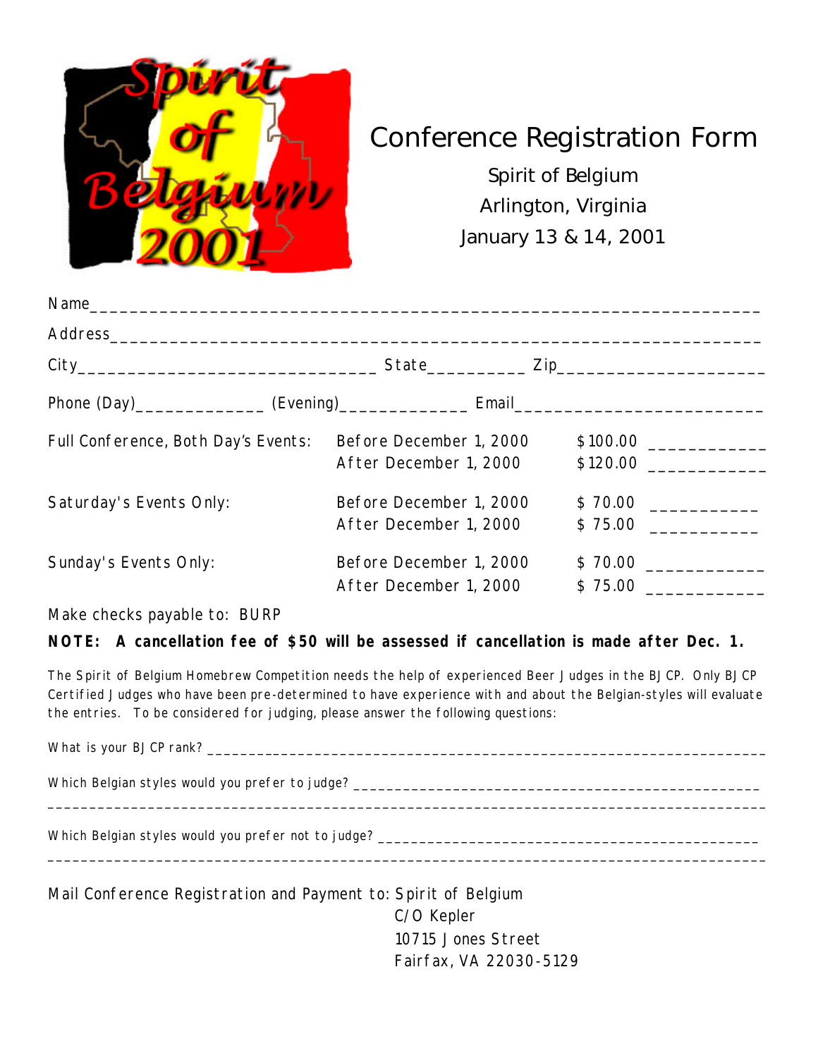Spirit of Belgium 2001

# Conference Registration Form

Spirit of Belgium
Arlington, Virginia
January 13 & 14, 2001

Name_______________________________________________________________________

Address_____________________________________________________________________

City_______________________________ State__________ Zip_____________________

Phone (Day)______________ (Evening)______________ Email__________________________

| | | | |
|---|---|---|---|
| Full Conference, Both Day's Events: | Before December 1, 2000 | $100.00 | ____________ |
| | After December 1, 2000 | $120.00 | ____________ |
| Saturday's Events Only: | Before December 1, 2000 | $ 70.00 | ___________ |
| | After December 1, 2000 | $ 75.00 | ___________ |
| Sunday's Events Only: | Before December 1, 2000 | $ 70.00 | ____________ |
| | After December 1, 2000 | $ 75.00 | ____________ |

Make checks payable to: BURP

**NOTE: A cancellation fee of $50 will be assessed if cancellation is made after Dec. 1.**

The Spirit of Belgium Homebrew Competition needs the help of experienced Beer Judges in the BJCP. Only BJCP Certified Judges who have been pre-determined to have experience with and about the Belgian-styles will evaluate the entries. To be considered for judging, please answer the following questions:

What is your BJCP rank? ____________________________________________________________________

Which Belgian styles would you prefer to judge? ___________________________________________________
____________________________________________________________________________________________

Which Belgian styles would you prefer not to judge? _______________________________________________
____________________________________________________________________________________________

Mail Conference Registration and Payment to: Spirit of Belgium
C/O Kepler
10715 Jones Street
Fairfax, VA 22030-5129